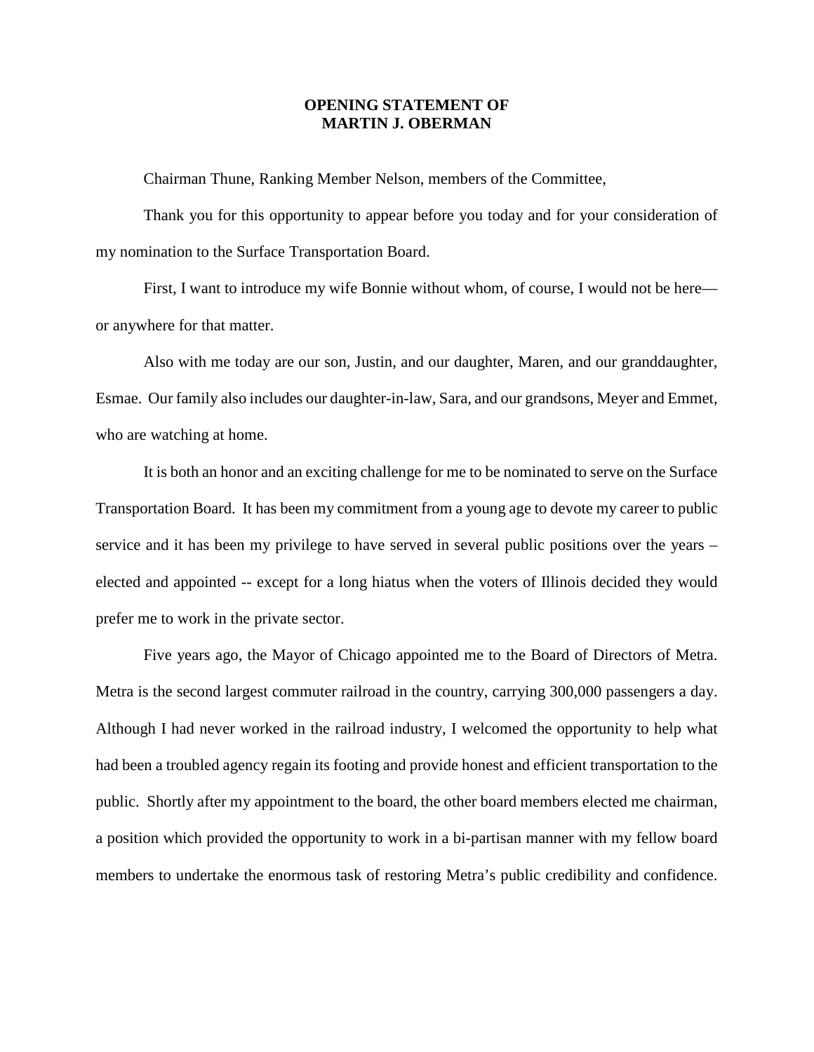# OPENING STATEMENT OF MARTIN J. OBERMAN

Chairman Thune, Ranking Member Nelson, members of the Committee,

Thank you for this opportunity to appear before you today and for your consideration of my nomination to the Surface Transportation Board.

First, I want to introduce my wife Bonnie without whom, of course, I would not be here—or anywhere for that matter.

Also with me today are our son, Justin, and our daughter, Maren, and our granddaughter, Esmae. Our family also includes our daughter-in-law, Sara, and our grandsons, Meyer and Emmet, who are watching at home.

It is both an honor and an exciting challenge for me to be nominated to serve on the Surface Transportation Board. It has been my commitment from a young age to devote my career to public service and it has been my privilege to have served in several public positions over the years – elected and appointed -- except for a long hiatus when the voters of Illinois decided they would prefer me to work in the private sector.

Five years ago, the Mayor of Chicago appointed me to the Board of Directors of Metra. Metra is the second largest commuter railroad in the country, carrying 300,000 passengers a day. Although I had never worked in the railroad industry, I welcomed the opportunity to help what had been a troubled agency regain its footing and provide honest and efficient transportation to the public. Shortly after my appointment to the board, the other board members elected me chairman, a position which provided the opportunity to work in a bi-partisan manner with my fellow board members to undertake the enormous task of restoring Metra's public credibility and confidence.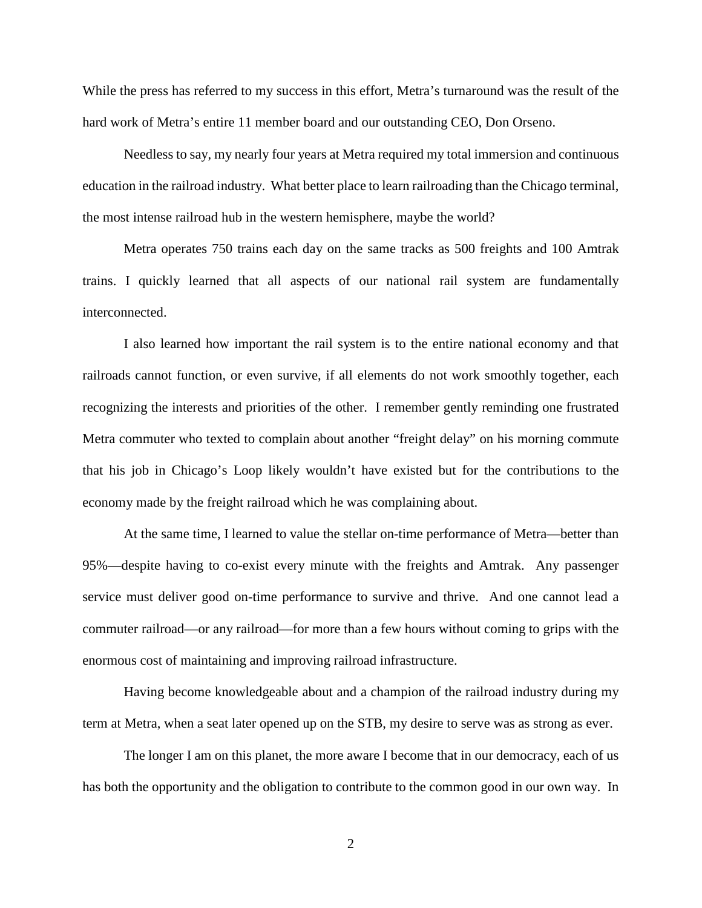While the press has referred to my success in this effort, Metra's turnaround was the result of the hard work of Metra's entire 11 member board and our outstanding CEO, Don Orseno.

Needless to say, my nearly four years at Metra required my total immersion and continuous education in the railroad industry. What better place to learn railroading than the Chicago terminal, the most intense railroad hub in the western hemisphere, maybe the world?

Metra operates 750 trains each day on the same tracks as 500 freights and 100 Amtrak trains. I quickly learned that all aspects of our national rail system are fundamentally interconnected.

I also learned how important the rail system is to the entire national economy and that railroads cannot function, or even survive, if all elements do not work smoothly together, each recognizing the interests and priorities of the other. I remember gently reminding one frustrated Metra commuter who texted to complain about another "freight delay" on his morning commute that his job in Chicago's Loop likely wouldn't have existed but for the contributions to the economy made by the freight railroad which he was complaining about.

At the same time, I learned to value the stellar on-time performance of Metra—better than 95%—despite having to co-exist every minute with the freights and Amtrak. Any passenger service must deliver good on-time performance to survive and thrive. And one cannot lead a commuter railroad—or any railroad—for more than a few hours without coming to grips with the enormous cost of maintaining and improving railroad infrastructure.

Having become knowledgeable about and a champion of the railroad industry during my term at Metra, when a seat later opened up on the STB, my desire to serve was as strong as ever.

The longer I am on this planet, the more aware I become that in our democracy, each of us has both the opportunity and the obligation to contribute to the common good in our own way. In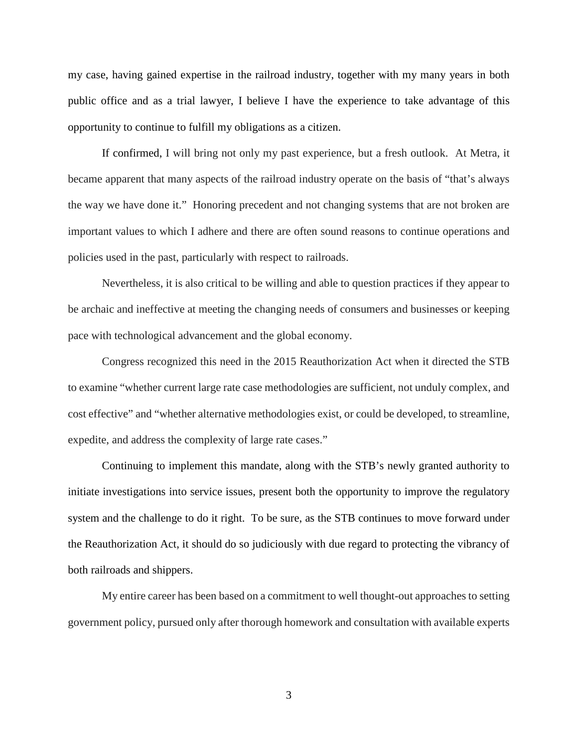my case, having gained expertise in the railroad industry, together with my many years in both public office and as a trial lawyer, I believe I have the experience to take advantage of this opportunity to continue to fulfill my obligations as a citizen.

If confirmed, I will bring not only my past experience, but a fresh outlook. At Metra, it became apparent that many aspects of the railroad industry operate on the basis of "that's always the way we have done it." Honoring precedent and not changing systems that are not broken are important values to which I adhere and there are often sound reasons to continue operations and policies used in the past, particularly with respect to railroads.

Nevertheless, it is also critical to be willing and able to question practices if they appear to be archaic and ineffective at meeting the changing needs of consumers and businesses or keeping pace with technological advancement and the global economy.

Congress recognized this need in the 2015 Reauthorization Act when it directed the STB to examine "whether current large rate case methodologies are sufficient, not unduly complex, and cost effective" and "whether alternative methodologies exist, or could be developed, to streamline, expedite, and address the complexity of large rate cases."

Continuing to implement this mandate, along with the STB's newly granted authority to initiate investigations into service issues, present both the opportunity to improve the regulatory system and the challenge to do it right. To be sure, as the STB continues to move forward under the Reauthorization Act, it should do so judiciously with due regard to protecting the vibrancy of both railroads and shippers.

My entire career has been based on a commitment to well thought-out approaches to setting government policy, pursued only after thorough homework and consultation with available experts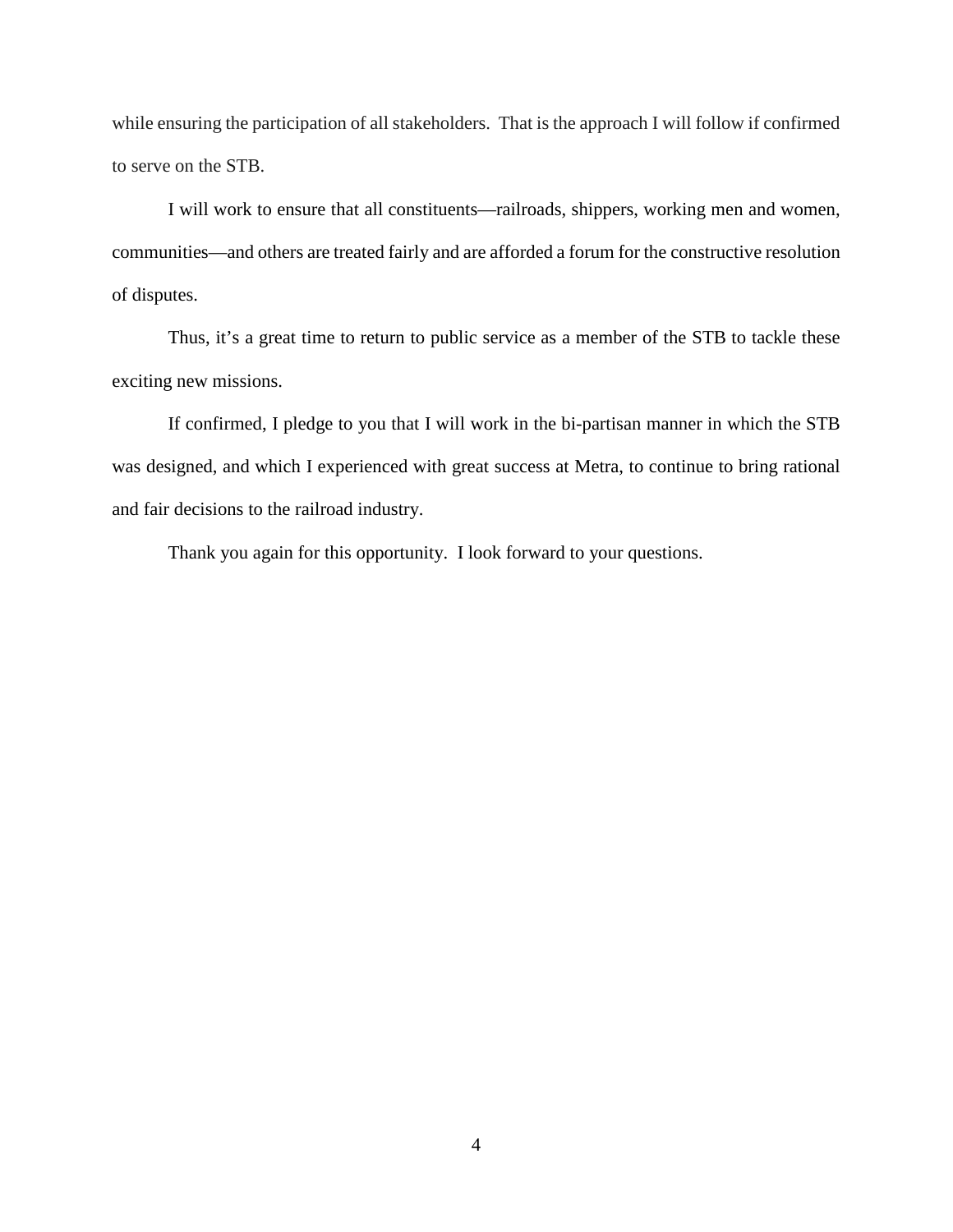while ensuring the participation of all stakeholders. That is the approach I will follow if confirmed to serve on the STB.

I will work to ensure that all constituents—railroads, shippers, working men and women, communities—and others are treated fairly and are afforded a forum for the constructive resolution of disputes.

Thus, it's a great time to return to public service as a member of the STB to tackle these exciting new missions.

If confirmed, I pledge to you that I will work in the bi-partisan manner in which the STB was designed, and which I experienced with great success at Metra, to continue to bring rational and fair decisions to the railroad industry.

Thank you again for this opportunity. I look forward to your questions.